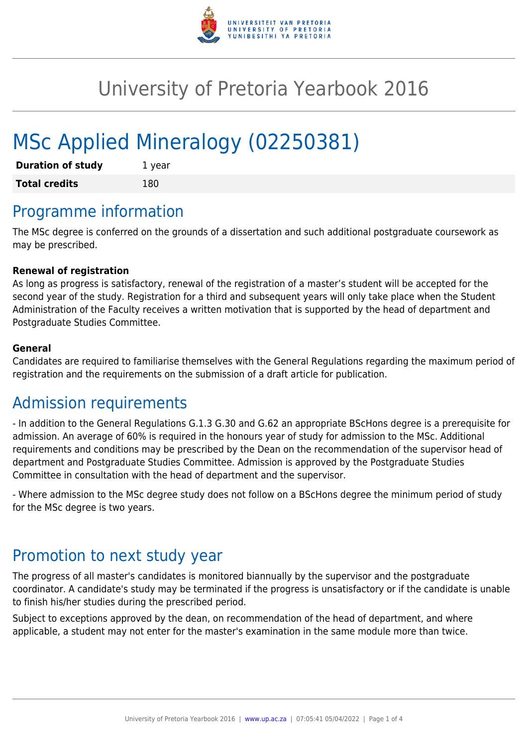# University of Pretoria Yearbook 2016

# MSc Applied Mineralogy (02250381)

| | |
|---|---|
| **Duration of study** | 1 year |
| **Total credits** | 180 |

## Programme information

The MSc degree is conferred on the grounds of a dissertation and such additional postgraduate coursework as may be prescribed.

**Renewal of registration**

As long as progress is satisfactory, renewal of the registration of a master's student will be accepted for the second year of the study. Registration for a third and subsequent years will only take place when the Student Administration of the Faculty receives a written motivation that is supported by the head of department and Postgraduate Studies Committee.

**General**

Candidates are required to familiarise themselves with the General Regulations regarding the maximum period of registration and the requirements on the submission of a draft article for publication.

## Admission requirements

- In addition to the General Regulations G.1.3 G.30 and G.62 an appropriate BScHons degree is a prerequisite for admission. An average of 60% is required in the honours year of study for admission to the MSc. Additional requirements and conditions may be prescribed by the Dean on the recommendation of the supervisor head of department and Postgraduate Studies Committee. Admission is approved by the Postgraduate Studies Committee in consultation with the head of department and the supervisor.

- Where admission to the MSc degree study does not follow on a BScHons degree the minimum period of study for the MSc degree is two years.

## Promotion to next study year

The progress of all master's candidates is monitored biannually by the supervisor and the postgraduate coordinator. A candidate's study may be terminated if the progress is unsatisfactory or if the candidate is unable to finish his/her studies during the prescribed period.

Subject to exceptions approved by the dean, on recommendation of the head of department, and where applicable, a student may not enter for the master's examination in the same module more than twice.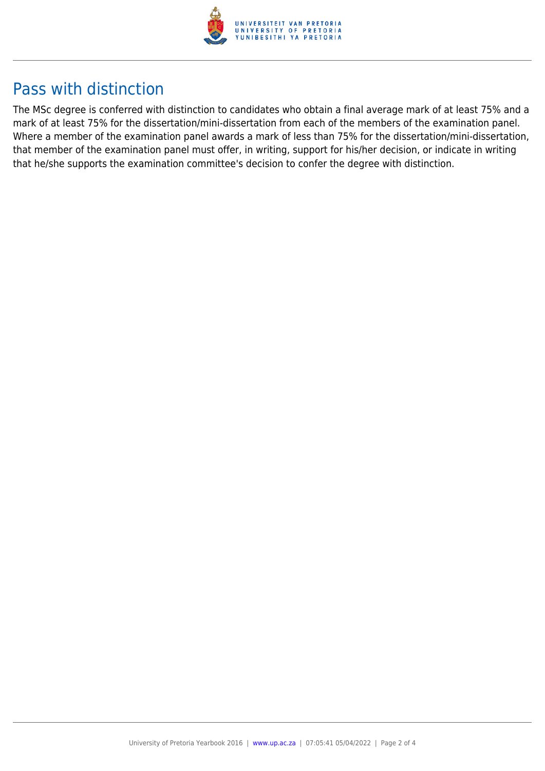## Pass with distinction

The MSc degree is conferred with distinction to candidates who obtain a final average mark of at least 75% and a mark of at least 75% for the dissertation/mini-dissertation from each of the members of the examination panel. Where a member of the examination panel awards a mark of less than 75% for the dissertation/mini-dissertation, that member of the examination panel must offer, in writing, support for his/her decision, or indicate in writing that he/she supports the examination committee's decision to confer the degree with distinction.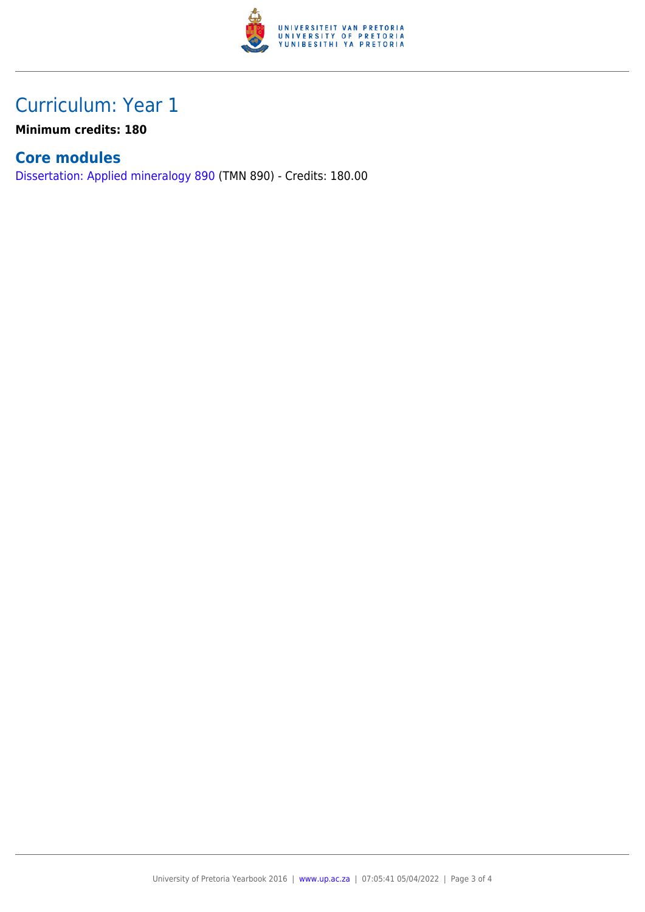# Curriculum: Year 1

**Minimum credits: 180**

## Core modules

Dissertation: Applied mineralogy 890 (TMN 890) - Credits: 180.00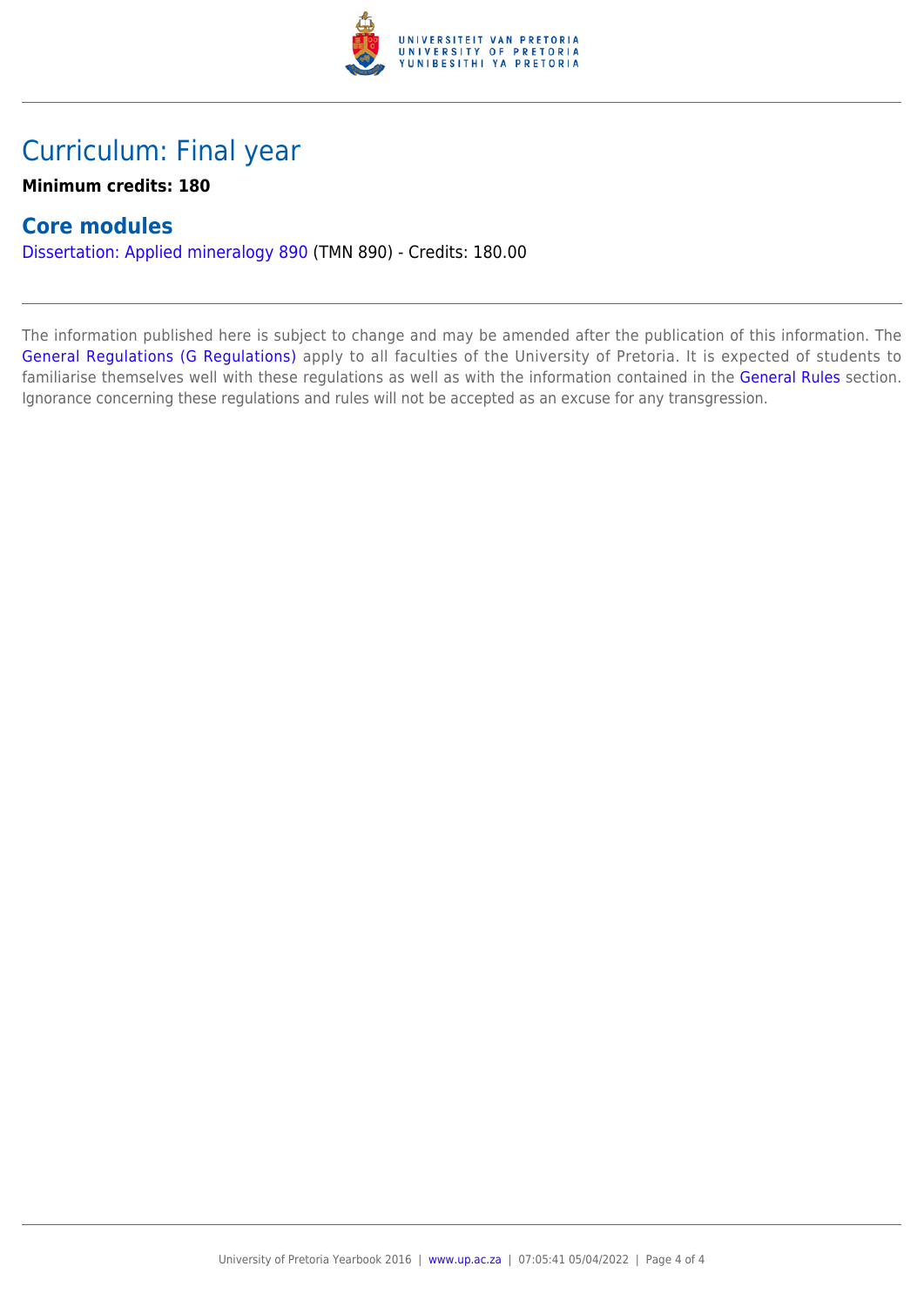# Curriculum: Final year

**Minimum credits: 180**

## Core modules

Dissertation: Applied mineralogy 890 (TMN 890) - Credits: 180.00

The information published here is subject to change and may be amended after the publication of this information. The General Regulations (G Regulations) apply to all faculties of the University of Pretoria. It is expected of students to familiarise themselves well with these regulations as well as with the information contained in the General Rules section. Ignorance concerning these regulations and rules will not be accepted as an excuse for any transgression.